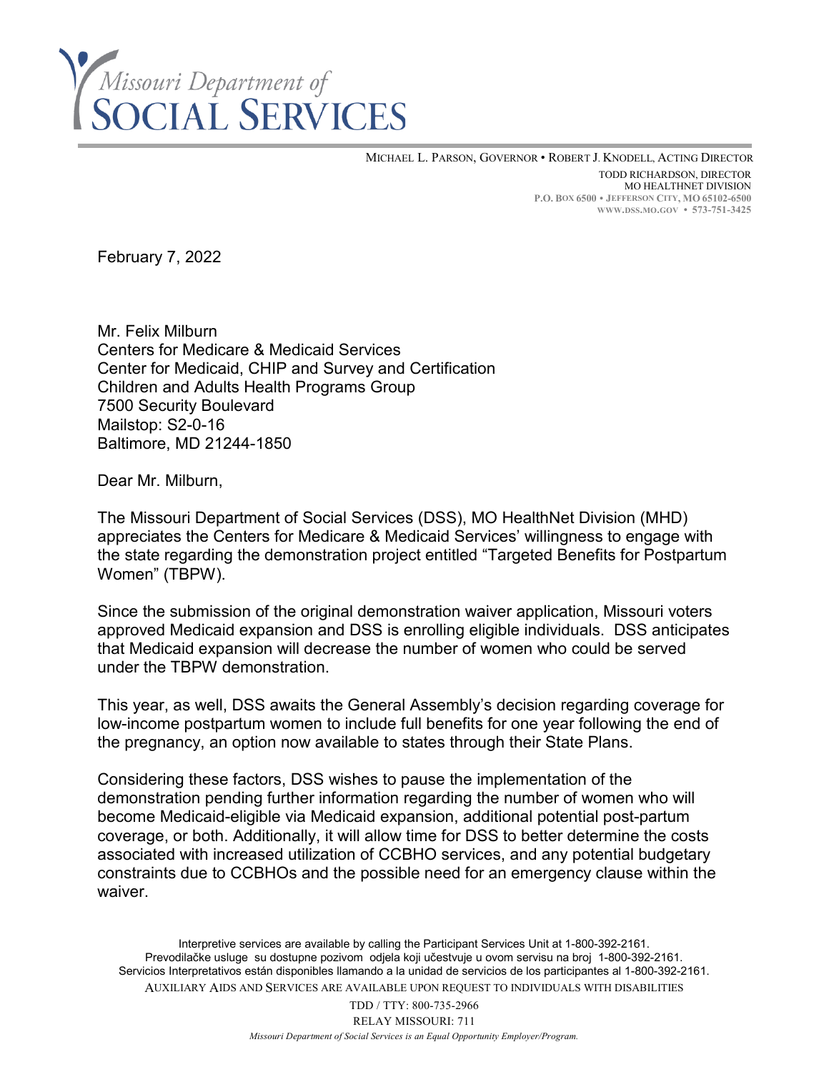# Missouri Department of SOCIAL SERVICES

MICHAEL L. PARSON, GOVERNOR • ROBERT J. KNODELL, ACTING DIRECTOR

TODD RICHARDSON, DIRECTOR
MO HEALTHNET DIVISION
P.O. BOX 6500 • JEFFERSON CITY, MO 65102-6500
WWW.DSS.MO.GOV • 573-751-3425

February 7, 2022

Mr. Felix Milburn
Centers for Medicare & Medicaid Services
Center for Medicaid, CHIP and Survey and Certification
Children and Adults Health Programs Group
7500 Security Boulevard
Mailstop: S2-0-16
Baltimore, MD 21244-1850

Dear Mr. Milburn,

The Missouri Department of Social Services (DSS), MO HealthNet Division (MHD) appreciates the Centers for Medicare & Medicaid Services' willingness to engage with the state regarding the demonstration project entitled "Targeted Benefits for Postpartum Women" (TBPW).

Since the submission of the original demonstration waiver application, Missouri voters approved Medicaid expansion and DSS is enrolling eligible individuals. DSS anticipates that Medicaid expansion will decrease the number of women who could be served under the TBPW demonstration.

This year, as well, DSS awaits the General Assembly's decision regarding coverage for low-income postpartum women to include full benefits for one year following the end of the pregnancy, an option now available to states through their State Plans.

Considering these factors, DSS wishes to pause the implementation of the demonstration pending further information regarding the number of women who will become Medicaid-eligible via Medicaid expansion, additional potential post-partum coverage, or both. Additionally, it will allow time for DSS to better determine the costs associated with increased utilization of CCBHO services, and any potential budgetary constraints due to CCBHOs and the possible need for an emergency clause within the waiver.

Interpretive services are available by calling the Participant Services Unit at 1-800-392-2161.
Prevodilačke usluge su dostupne pozivom odjela koji učestvuje u ovom servisu na broj 1-800-392-2161.
Servicios Interpretativos están disponibles llamando a la unidad de servicios de los participantes al 1-800-392-2161.
AUXILIARY AIDS AND SERVICES ARE AVAILABLE UPON REQUEST TO INDIVIDUALS WITH DISABILITIES
TDD / TTY: 800-735-2966
RELAY MISSOURI: 711
*Missouri Department of Social Services is an Equal Opportunity Employer/Program.*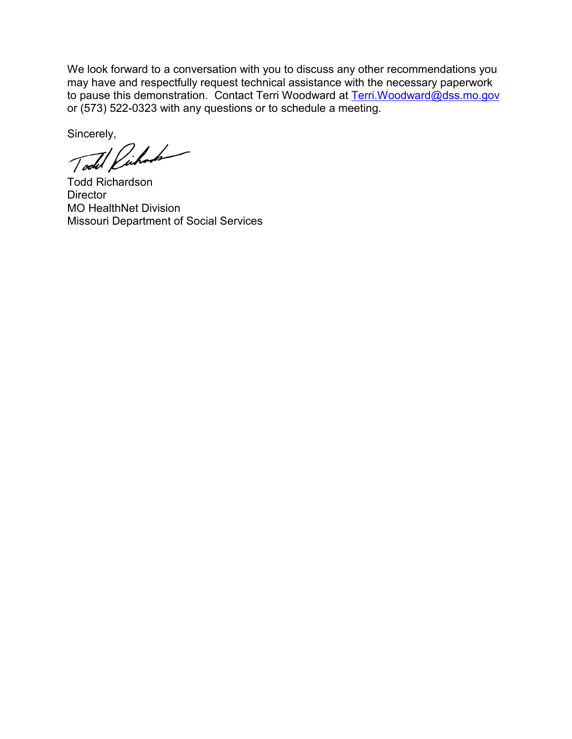We look forward to a conversation with you to discuss any other recommendations you may have and respectfully request technical assistance with the necessary paperwork to pause this demonstration. Contact Terri Woodward at Terri.Woodward@dss.mo.gov or (573) 522-0323 with any questions or to schedule a meeting.

Sincerely,

Todd Richardson
Director
MO HealthNet Division
Missouri Department of Social Services